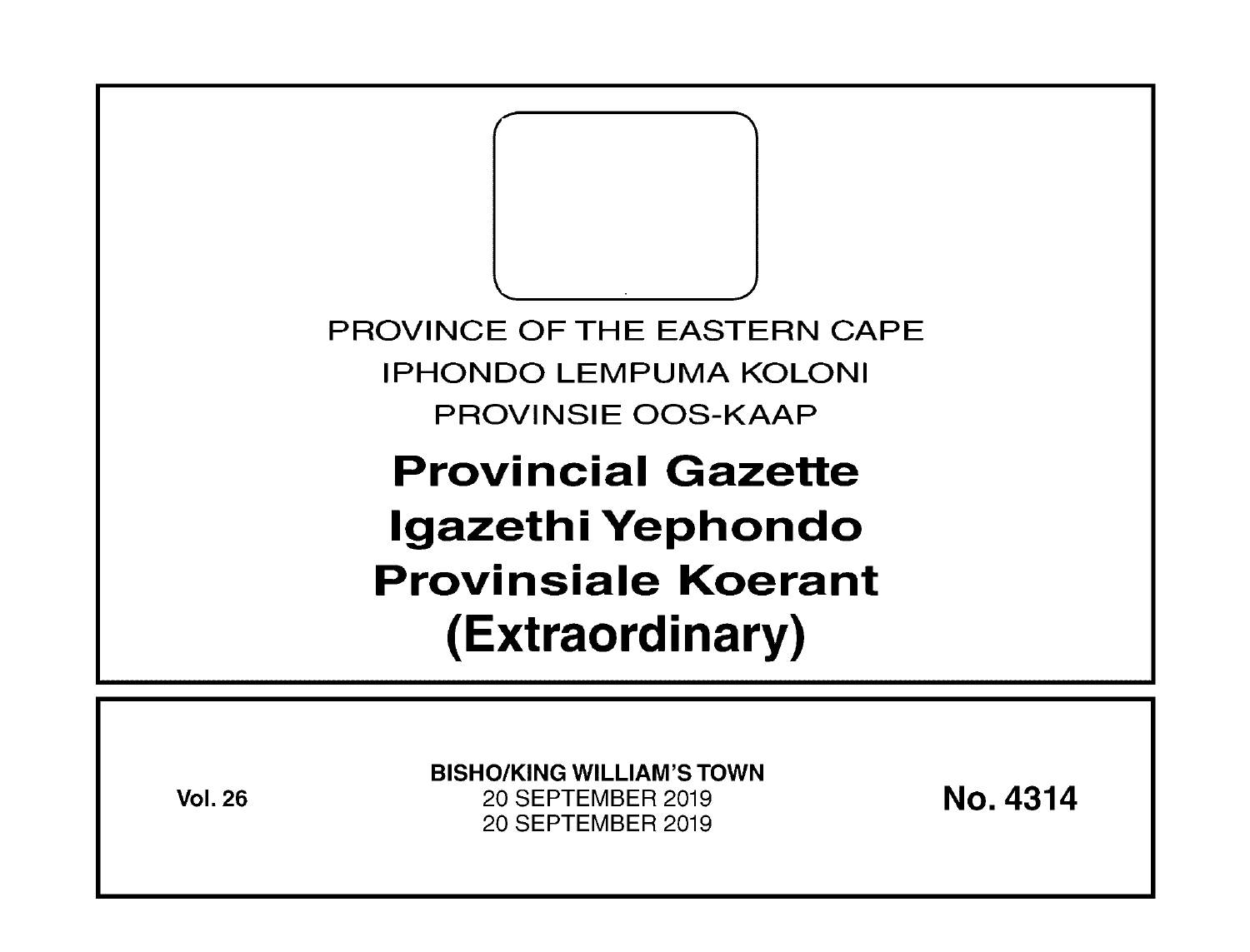PROVINCE OF THE EASTERN CAPE

IPHONDO LEMPUMA KOLONI

PROVINSIE OOS-KAAP

# Provincial Gazette
# Igazethi Yephondo
# Provinsiale Koerant
# (Extraordinary)

**Vol. 26**

**BISHO/KING WILLIAM'S TOWN**

20 SEPTEMBER 2019

20 SEPTEMBER 2019

**No. 4314**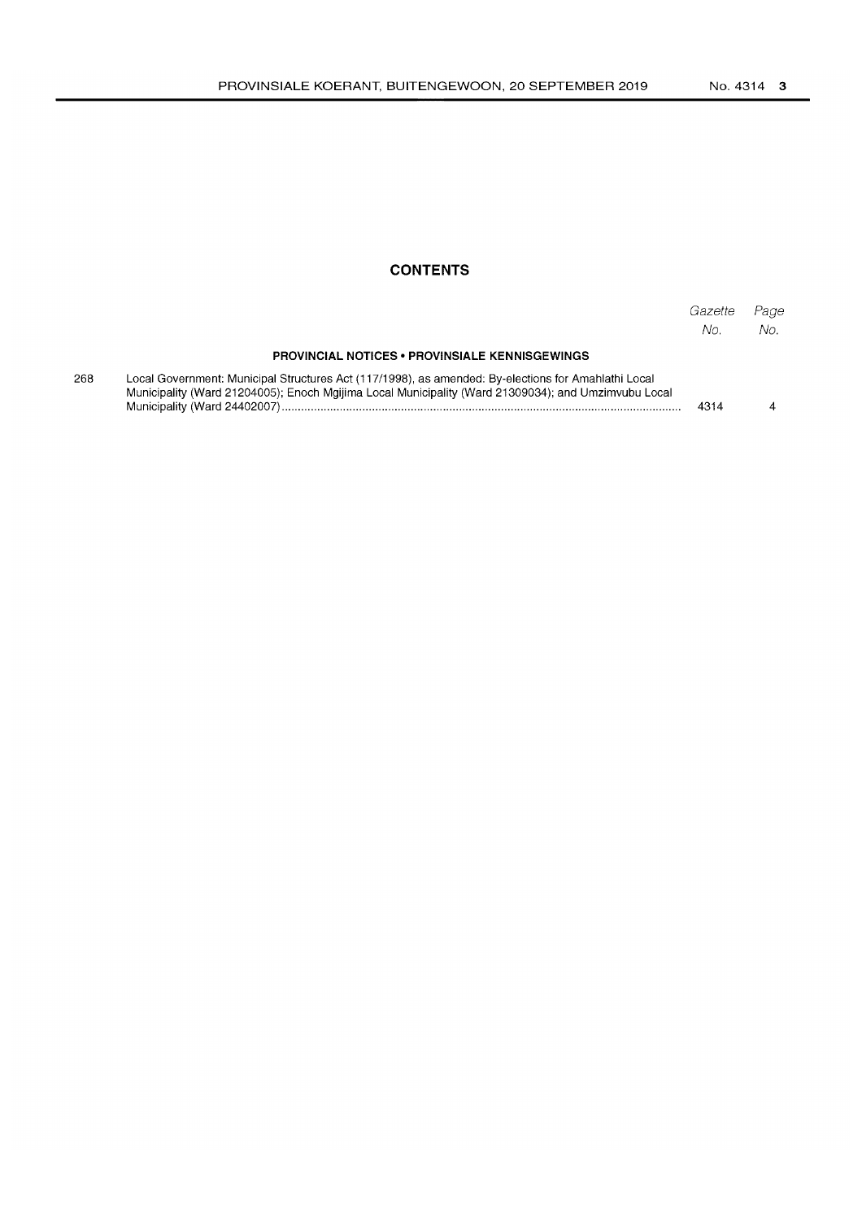## CONTENTS

| | | Gazette No. | Page No. |
|---|---|---|---|
| | **PROVINCIAL NOTICES • PROVINSIALE KENNISGEWINGS** | | |
| 268 | Local Government: Municipal Structures Act (117/1998), as amended: By-elections for Amahlathi Local Municipality (Ward 21204005); Enoch Mgijima Local Municipality (Ward 21309034); and Umzimvubu Local Municipality (Ward 24402007) | 4314 | 4 |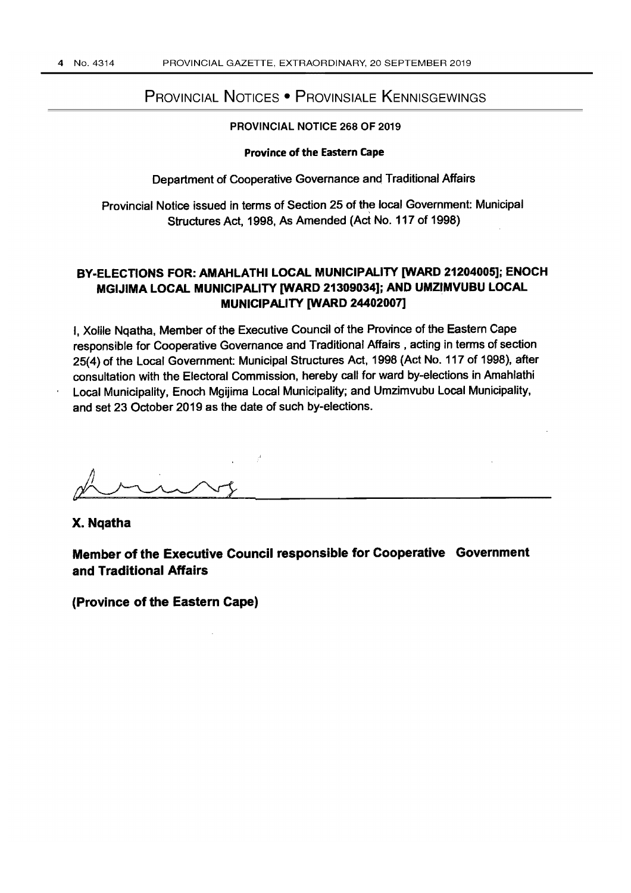# Provincial Notices • Provinsiale Kennisgewings

## PROVINCIAL NOTICE 268 OF 2019

**Province of the Eastern Cape**

Department of Cooperative Governance and Traditional Affairs

Provincial Notice issued in terms of Section 25 of the local Government: Municipal Structures Act, 1998, As Amended (Act No. 117 of 1998)

### BY-ELECTIONS FOR: AMAHLATHI LOCAL MUNICIPALITY [WARD 21204005]; ENOCH MGIJIMA LOCAL MUNICIPALITY [WARD 21309034]; AND UMZIMVUBU LOCAL MUNICIPALITY [WARD 24402007]

I, Xolile Nqatha, Member of the Executive Council of the Province of the Eastern Cape responsible for Cooperative Governance and Traditional Affairs , acting in terms of section 25(4) of the Local Government: Municipal Structures Act, 1998 (Act No. 117 of 1998), after consultation with the Electoral Commission, hereby call for ward by-elections in Amahlathi Local Municipality, Enoch Mgijima Local Municipality; and Umzimvubu Local Municipality, and set 23 October 2019 as the date of such by-elections.

**X. Nqatha**

**Member of the Executive Council responsible for Cooperative Government and Traditional Affairs**

**(Province of the Eastern Cape)**